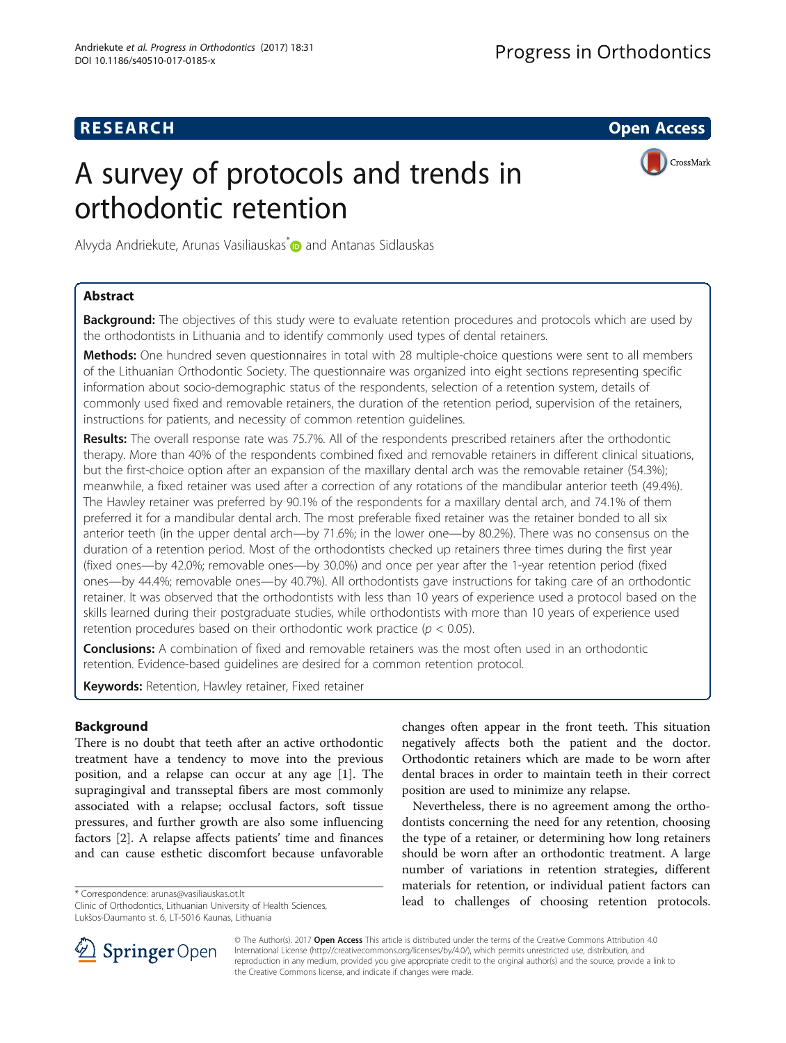**RESEARCH** **Open Access**

# A survey of protocols and trends in orthodontic retention

Alvyda Andriekute, Arunas Vasiliauskas* and Antanas Sidlauskas

## Abstract

**Background:** The objectives of this study were to evaluate retention procedures and protocols which are used by the orthodontists in Lithuania and to identify commonly used types of dental retainers.

**Methods:** One hundred seven questionnaires in total with 28 multiple-choice questions were sent to all members of the Lithuanian Orthodontic Society. The questionnaire was organized into eight sections representing specific information about socio-demographic status of the respondents, selection of a retention system, details of commonly used fixed and removable retainers, the duration of the retention period, supervision of the retainers, instructions for patients, and necessity of common retention guidelines.

**Results:** The overall response rate was 75.7%. All of the respondents prescribed retainers after the orthodontic therapy. More than 40% of the respondents combined fixed and removable retainers in different clinical situations, but the first-choice option after an expansion of the maxillary dental arch was the removable retainer (54.3%); meanwhile, a fixed retainer was used after a correction of any rotations of the mandibular anterior teeth (49.4%). The Hawley retainer was preferred by 90.1% of the respondents for a maxillary dental arch, and 74.1% of them preferred it for a mandibular dental arch. The most preferable fixed retainer was the retainer bonded to all six anterior teeth (in the upper dental arch—by 71.6%; in the lower one—by 80.2%). There was no consensus on the duration of a retention period. Most of the orthodontists checked up retainers three times during the first year (fixed ones—by 42.0%; removable ones—by 30.0%) and once per year after the 1-year retention period (fixed ones—by 44.4%; removable ones—by 40.7%). All orthodontists gave instructions for taking care of an orthodontic retainer. It was observed that the orthodontists with less than 10 years of experience used a protocol based on the skills learned during their postgraduate studies, while orthodontists with more than 10 years of experience used retention procedures based on their orthodontic work practice ($p < 0.05$).

**Conclusions:** A combination of fixed and removable retainers was the most often used in an orthodontic retention. Evidence-based guidelines are desired for a common retention protocol.

**Keywords:** Retention, Hawley retainer, Fixed retainer

## Background

There is no doubt that teeth after an active orthodontic treatment have a tendency to move into the previous position, and a relapse can occur at any age [1]. The supragingival and transseptal fibers are most commonly associated with a relapse; occlusal factors, soft tissue pressures, and further growth are also some influencing factors [2]. A relapse affects patients' time and finances and can cause esthetic discomfort because unfavorable changes often appear in the front teeth. This situation negatively affects both the patient and the doctor. Orthodontic retainers which are made to be worn after dental braces in order to maintain teeth in their correct position are used to minimize any relapse.

Nevertheless, there is no agreement among the orthodontists concerning the need for any retention, choosing the type of a retainer, or determining how long retainers should be worn after an orthodontic treatment. A large number of variations in retention strategies, different materials for retention, or individual patient factors can lead to challenges of choosing retention protocols.

* Correspondence: arunas@vasiliauskas.ot.lt
Clinic of Orthodontics, Lithuanian University of Health Sciences, Lukšos-Daumanto st. 6, LT-5016 Kaunas, Lithuania

© The Author(s). 2017 **Open Access** This article is distributed under the terms of the Creative Commons Attribution 4.0 International License (http://creativecommons.org/licenses/by/4.0/), which permits unrestricted use, distribution, and reproduction in any medium, provided you give appropriate credit to the original author(s) and the source, provide a link to the Creative Commons license, and indicate if changes were made.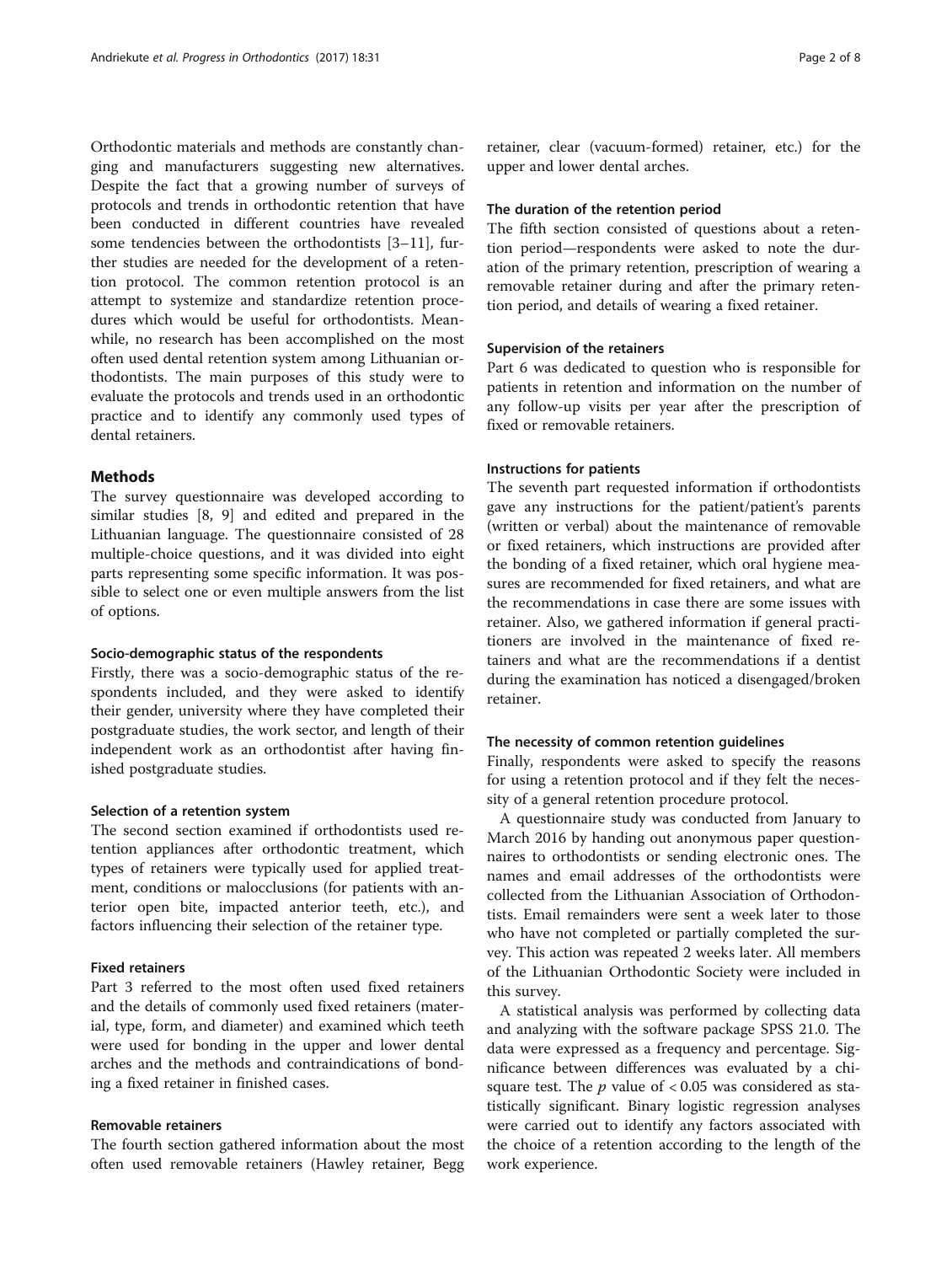Orthodontic materials and methods are constantly changing and manufacturers suggesting new alternatives. Despite the fact that a growing number of surveys of protocols and trends in orthodontic retention that have been conducted in different countries have revealed some tendencies between the orthodontists [3–11], further studies are needed for the development of a retention protocol. The common retention protocol is an attempt to systemize and standardize retention procedures which would be useful for orthodontists. Meanwhile, no research has been accomplished on the most often used dental retention system among Lithuanian orthodontists. The main purposes of this study were to evaluate the protocols and trends used in an orthodontic practice and to identify any commonly used types of dental retainers.

## Methods

The survey questionnaire was developed according to similar studies [8, 9] and edited and prepared in the Lithuanian language. The questionnaire consisted of 28 multiple-choice questions, and it was divided into eight parts representing some specific information. It was possible to select one or even multiple answers from the list of options.

### Socio-demographic status of the respondents

Firstly, there was a socio-demographic status of the respondents included, and they were asked to identify their gender, university where they have completed their postgraduate studies, the work sector, and length of their independent work as an orthodontist after having finished postgraduate studies.

### Selection of a retention system

The second section examined if orthodontists used retention appliances after orthodontic treatment, which types of retainers were typically used for applied treatment, conditions or malocclusions (for patients with anterior open bite, impacted anterior teeth, etc.), and factors influencing their selection of the retainer type.

### Fixed retainers

Part 3 referred to the most often used fixed retainers and the details of commonly used fixed retainers (material, type, form, and diameter) and examined which teeth were used for bonding in the upper and lower dental arches and the methods and contraindications of bonding a fixed retainer in finished cases.

### Removable retainers

The fourth section gathered information about the most often used removable retainers (Hawley retainer, Begg retainer, clear (vacuum-formed) retainer, etc.) for the upper and lower dental arches.

### The duration of the retention period

The fifth section consisted of questions about a retention period—respondents were asked to note the duration of the primary retention, prescription of wearing a removable retainer during and after the primary retention period, and details of wearing a fixed retainer.

### Supervision of the retainers

Part 6 was dedicated to question who is responsible for patients in retention and information on the number of any follow-up visits per year after the prescription of fixed or removable retainers.

### Instructions for patients

The seventh part requested information if orthodontists gave any instructions for the patient/patient's parents (written or verbal) about the maintenance of removable or fixed retainers, which instructions are provided after the bonding of a fixed retainer, which oral hygiene measures are recommended for fixed retainers, and what are the recommendations in case there are some issues with retainer. Also, we gathered information if general practitioners are involved in the maintenance of fixed retainers and what are the recommendations if a dentist during the examination has noticed a disengaged/broken retainer.

### The necessity of common retention guidelines

Finally, respondents were asked to specify the reasons for using a retention protocol and if they felt the necessity of a general retention procedure protocol.

A questionnaire study was conducted from January to March 2016 by handing out anonymous paper questionnaires to orthodontists or sending electronic ones. The names and email addresses of the orthodontists were collected from the Lithuanian Association of Orthodontists. Email remainders were sent a week later to those who have not completed or partially completed the survey. This action was repeated 2 weeks later. All members of the Lithuanian Orthodontic Society were included in this survey.

A statistical analysis was performed by collecting data and analyzing with the software package SPSS 21.0. The data were expressed as a frequency and percentage. Significance between differences was evaluated by a chi-square test. The $p$ value of $< 0.05$ was considered as statistically significant. Binary logistic regression analyses were carried out to identify any factors associated with the choice of a retention according to the length of the work experience.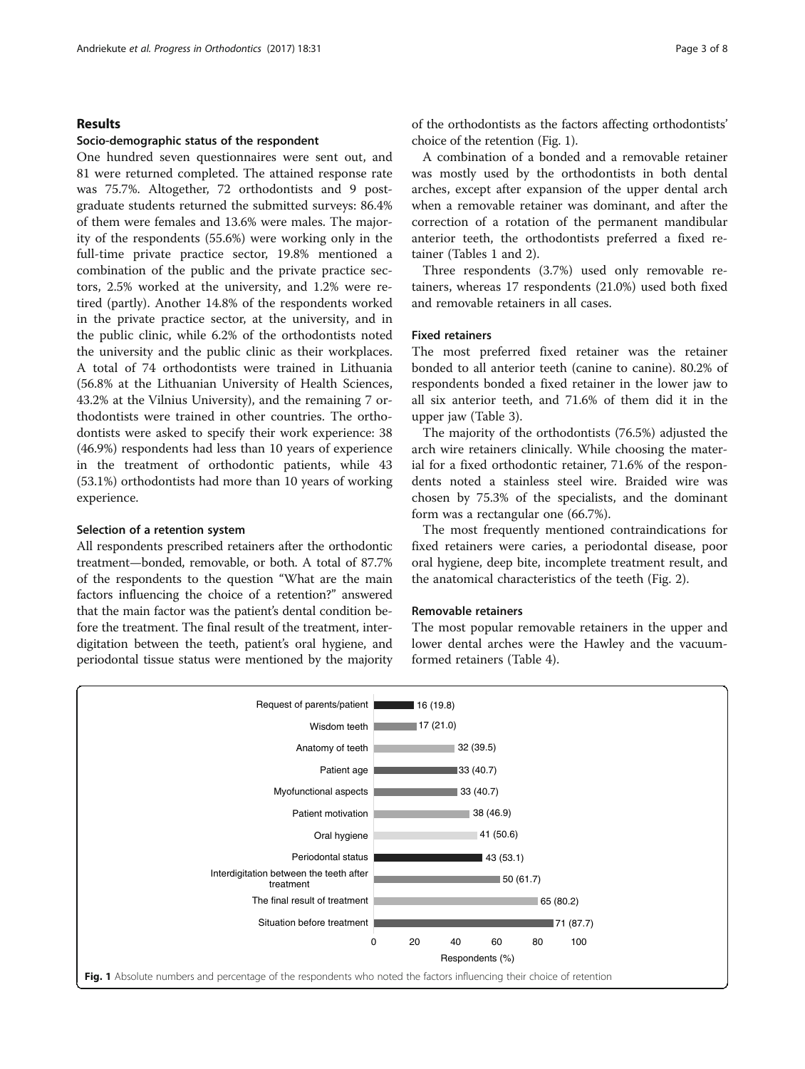## Results

### Socio-demographic status of the respondent

One hundred seven questionnaires were sent out, and 81 were returned completed. The attained response rate was 75.7%. Altogether, 72 orthodontists and 9 postgraduate students returned the submitted surveys: 86.4% of them were females and 13.6% were males. The majority of the respondents (55.6%) were working only in the full-time private practice sector, 19.8% mentioned a combination of the public and the private practice sectors, 2.5% worked at the university, and 1.2% were retired (partly). Another 14.8% of the respondents worked in the private practice sector, at the university, and in the public clinic, while 6.2% of the orthodontists noted the university and the public clinic as their workplaces. A total of 74 orthodontists were trained in Lithuania (56.8% at the Lithuanian University of Health Sciences, 43.2% at the Vilnius University), and the remaining 7 orthodontists were trained in other countries. The orthodontists were asked to specify their work experience: 38 (46.9%) respondents had less than 10 years of experience in the treatment of orthodontic patients, while 43 (53.1%) orthodontists had more than 10 years of working experience.

### Selection of a retention system

All respondents prescribed retainers after the orthodontic treatment—bonded, removable, or both. A total of 87.7% of the respondents to the question "What are the main factors influencing the choice of a retention?" answered that the main factor was the patient's dental condition before the treatment. The final result of the treatment, interdigitation between the teeth, patient's oral hygiene, and periodontal tissue status were mentioned by the majority of the orthodontists as the factors affecting orthodontists' choice of the retention (Fig. 1).

A combination of a bonded and a removable retainer was mostly used by the orthodontists in both dental arches, except after expansion of the upper dental arch when a removable retainer was dominant, and after the correction of a rotation of the permanent mandibular anterior teeth, the orthodontists preferred a fixed retainer (Tables 1 and 2).

Three respondents (3.7%) used only removable retainers, whereas 17 respondents (21.0%) used both fixed and removable retainers in all cases.

### Fixed retainers

The most preferred fixed retainer was the retainer bonded to all anterior teeth (canine to canine). 80.2% of respondents bonded a fixed retainer in the lower jaw to all six anterior teeth, and 71.6% of them did it in the upper jaw (Table 3).

The majority of the orthodontists (76.5%) adjusted the arch wire retainers clinically. While choosing the material for a fixed orthodontic retainer, 71.6% of the respondents noted a stainless steel wire. Braided wire was chosen by 75.3% of the specialists, and the dominant form was a rectangular one (66.7%).

The most frequently mentioned contraindications for fixed retainers were caries, a periodontal disease, poor oral hygiene, deep bite, incomplete treatment result, and the anatomical characteristics of the teeth (Fig. 2).

### Removable retainers

The most popular removable retainers in the upper and lower dental arches were the Hawley and the vacuum-formed retainers (Table 4).

**Fig. 1** Absolute numbers and percentage of the respondents who noted the factors influencing their choice of retention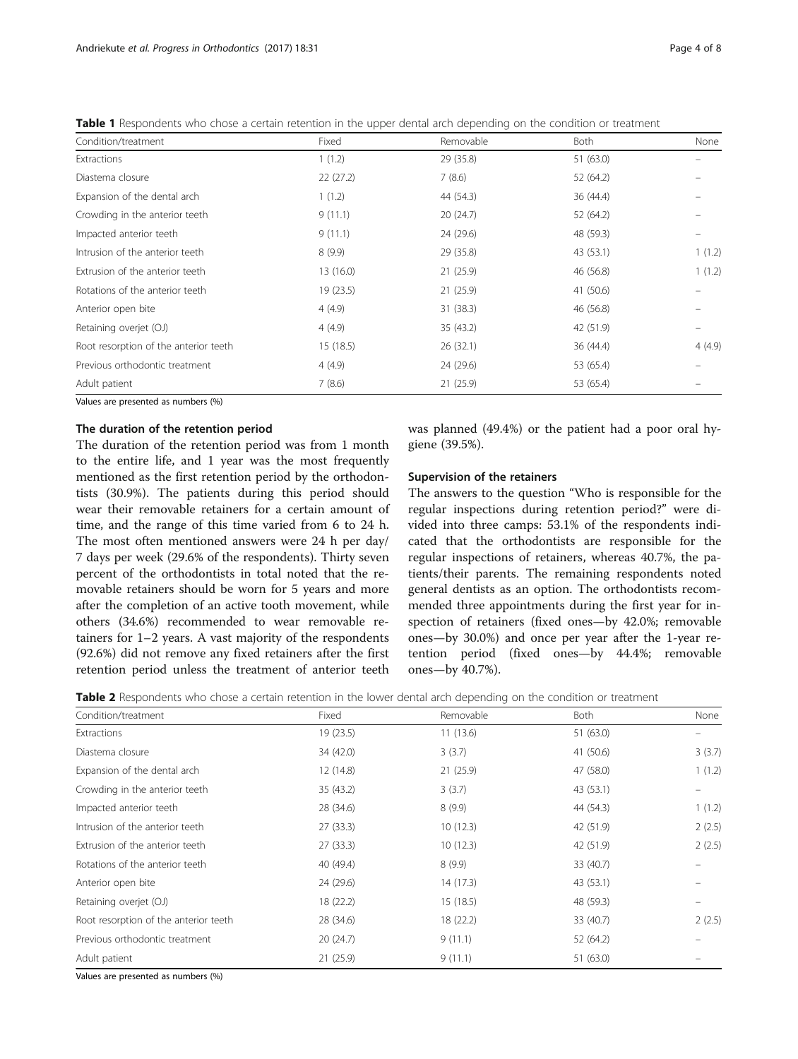**Table 1** Respondents who chose a certain retention in the upper dental arch depending on the condition or treatment

| Condition/treatment | Fixed | Removable | Both | None |
| --- | --- | --- | --- | --- |
| Extractions | 1 (1.2) | 29 (35.8) | 51 (63.0) | – |
| Diastema closure | 22 (27.2) | 7 (8.6) | 52 (64.2) | – |
| Expansion of the dental arch | 1 (1.2) | 44 (54.3) | 36 (44.4) | – |
| Crowding in the anterior teeth | 9 (11.1) | 20 (24.7) | 52 (64.2) | – |
| Impacted anterior teeth | 9 (11.1) | 24 (29.6) | 48 (59.3) | – |
| Intrusion of the anterior teeth | 8 (9.9) | 29 (35.8) | 43 (53.1) | 1 (1.2) |
| Extrusion of the anterior teeth | 13 (16.0) | 21 (25.9) | 46 (56.8) | 1 (1.2) |
| Rotations of the anterior teeth | 19 (23.5) | 21 (25.9) | 41 (50.6) | – |
| Anterior open bite | 4 (4.9) | 31 (38.3) | 46 (56.8) | – |
| Retaining overjet (OJ) | 4 (4.9) | 35 (43.2) | 42 (51.9) | – |
| Root resorption of the anterior teeth | 15 (18.5) | 26 (32.1) | 36 (44.4) | 4 (4.9) |
| Previous orthodontic treatment | 4 (4.9) | 24 (29.6) | 53 (65.4) | – |
| Adult patient | 7 (8.6) | 21 (25.9) | 53 (65.4) | – |

Values are presented as numbers (%)

### The duration of the retention period

The duration of the retention period was from 1 month to the entire life, and 1 year was the most frequently mentioned as the first retention period by the orthodontists (30.9%). The patients during this period should wear their removable retainers for a certain amount of time, and the range of this time varied from 6 to 24 h. The most often mentioned answers were 24 h per day/ 7 days per week (29.6% of the respondents). Thirty seven percent of the orthodontists in total noted that the removable retainers should be worn for 5 years and more after the completion of an active tooth movement, while others (34.6%) recommended to wear removable retainers for 1–2 years. A vast majority of the respondents (92.6%) did not remove any fixed retainers after the first retention period unless the treatment of anterior teeth was planned (49.4%) or the patient had a poor oral hygiene (39.5%).

### Supervision of the retainers

The answers to the question "Who is responsible for the regular inspections during retention period?" were divided into three camps: 53.1% of the respondents indicated that the orthodontists are responsible for the regular inspections of retainers, whereas 40.7%, the patients/their parents. The remaining respondents noted general dentists as an option. The orthodontists recommended three appointments during the first year for inspection of retainers (fixed ones—by 42.0%; removable ones—by 30.0%) and once per year after the 1-year retention period (fixed ones—by 44.4%; removable ones—by 40.7%).

**Table 2** Respondents who chose a certain retention in the lower dental arch depending on the condition or treatment

| Condition/treatment | Fixed | Removable | Both | None |
| --- | --- | --- | --- | --- |
| Extractions | 19 (23.5) | 11 (13.6) | 51 (63.0) | – |
| Diastema closure | 34 (42.0) | 3 (3.7) | 41 (50.6) | 3 (3.7) |
| Expansion of the dental arch | 12 (14.8) | 21 (25.9) | 47 (58.0) | 1 (1.2) |
| Crowding in the anterior teeth | 35 (43.2) | 3 (3.7) | 43 (53.1) | – |
| Impacted anterior teeth | 28 (34.6) | 8 (9.9) | 44 (54.3) | 1 (1.2) |
| Intrusion of the anterior teeth | 27 (33.3) | 10 (12.3) | 42 (51.9) | 2 (2.5) |
| Extrusion of the anterior teeth | 27 (33.3) | 10 (12.3) | 42 (51.9) | 2 (2.5) |
| Rotations of the anterior teeth | 40 (49.4) | 8 (9.9) | 33 (40.7) | – |
| Anterior open bite | 24 (29.6) | 14 (17.3) | 43 (53.1) | – |
| Retaining overjet (OJ) | 18 (22.2) | 15 (18.5) | 48 (59.3) | – |
| Root resorption of the anterior teeth | 28 (34.6) | 18 (22.2) | 33 (40.7) | 2 (2.5) |
| Previous orthodontic treatment | 20 (24.7) | 9 (11.1) | 52 (64.2) | – |
| Adult patient | 21 (25.9) | 9 (11.1) | 51 (63.0) | – |

Values are presented as numbers (%)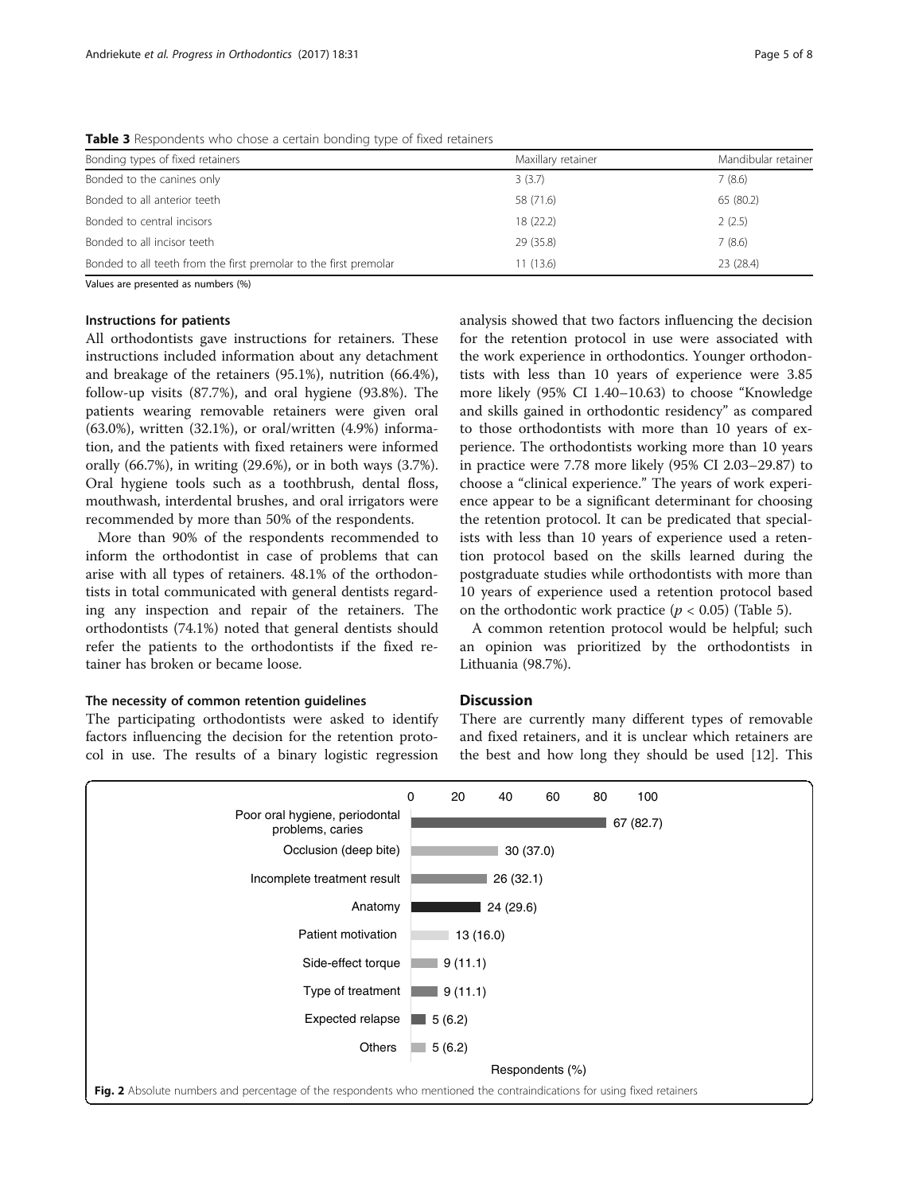**Table 3** Respondents who chose a certain bonding type of fixed retainers

| Bonding types of fixed retainers | Maxillary retainer | Mandibular retainer |
| --- | --- | --- |
| Bonded to the canines only | 3 (3.7) | 7 (8.6) |
| Bonded to all anterior teeth | 58 (71.6) | 65 (80.2) |
| Bonded to central incisors | 18 (22.2) | 2 (2.5) |
| Bonded to all incisor teeth | 29 (35.8) | 7 (8.6) |
| Bonded to all teeth from the first premolar to the first premolar | 11 (13.6) | 23 (28.4) |

Values are presented as numbers (%)

### Instructions for patients

All orthodontists gave instructions for retainers. These instructions included information about any detachment and breakage of the retainers (95.1%), nutrition (66.4%), follow-up visits (87.7%), and oral hygiene (93.8%). The patients wearing removable retainers were given oral (63.0%), written (32.1%), or oral/written (4.9%) information, and the patients with fixed retainers were informed orally (66.7%), in writing (29.6%), or in both ways (3.7%). Oral hygiene tools such as a toothbrush, dental floss, mouthwash, interdental brushes, and oral irrigators were recommended by more than 50% of the respondents.

More than 90% of the respondents recommended to inform the orthodontist in case of problems that can arise with all types of retainers. 48.1% of the orthodontists in total communicated with general dentists regarding any inspection and repair of the retainers. The orthodontists (74.1%) noted that general dentists should refer the patients to the orthodontists if the fixed retainer has broken or became loose.

### The necessity of common retention guidelines

The participating orthodontists were asked to identify factors influencing the decision for the retention protocol in use. The results of a binary logistic regression analysis showed that two factors influencing the decision for the retention protocol in use were associated with the work experience in orthodontics. Younger orthodontists with less than 10 years of experience were 3.85 more likely (95% CI 1.40–10.63) to choose "Knowledge and skills gained in orthodontic residency" as compared to those orthodontists with more than 10 years of experience. The orthodontists working more than 10 years in practice were 7.78 more likely (95% CI 2.03–29.87) to choose a "clinical experience." The years of work experience appear to be a significant determinant for choosing the retention protocol. It can be predicated that specialists with less than 10 years of experience used a retention protocol based on the skills learned during the postgraduate studies while orthodontists with more than 10 years of experience used a retention protocol based on the orthodontic work practice ($p < 0.05$) (Table 5).

A common retention protocol would be helpful; such an opinion was prioritized by the orthodontists in Lithuania (98.7%).

## Discussion

There are currently many different types of removable and fixed retainers, and it is unclear which retainers are the best and how long they should be used [12]. This

| Contraindication | Respondents, n (%) |
| --- | --- |
| Poor oral hygiene, periodontal problems, caries | 67 (82.7) |
| Occlusion (deep bite) | 30 (37.0) |
| Incomplete treatment result | 26 (32.1) |
| Anatomy | 24 (29.6) |
| Patient motivation | 13 (16.0) |
| Side-effect torque | 9 (11.1) |
| Type of treatment | 9 (11.1) |
| Expected relapse | 5 (6.2) |
| Others | 5 (6.2) |

**Fig. 2** Absolute numbers and percentage of the respondents who mentioned the contraindications for using fixed retainers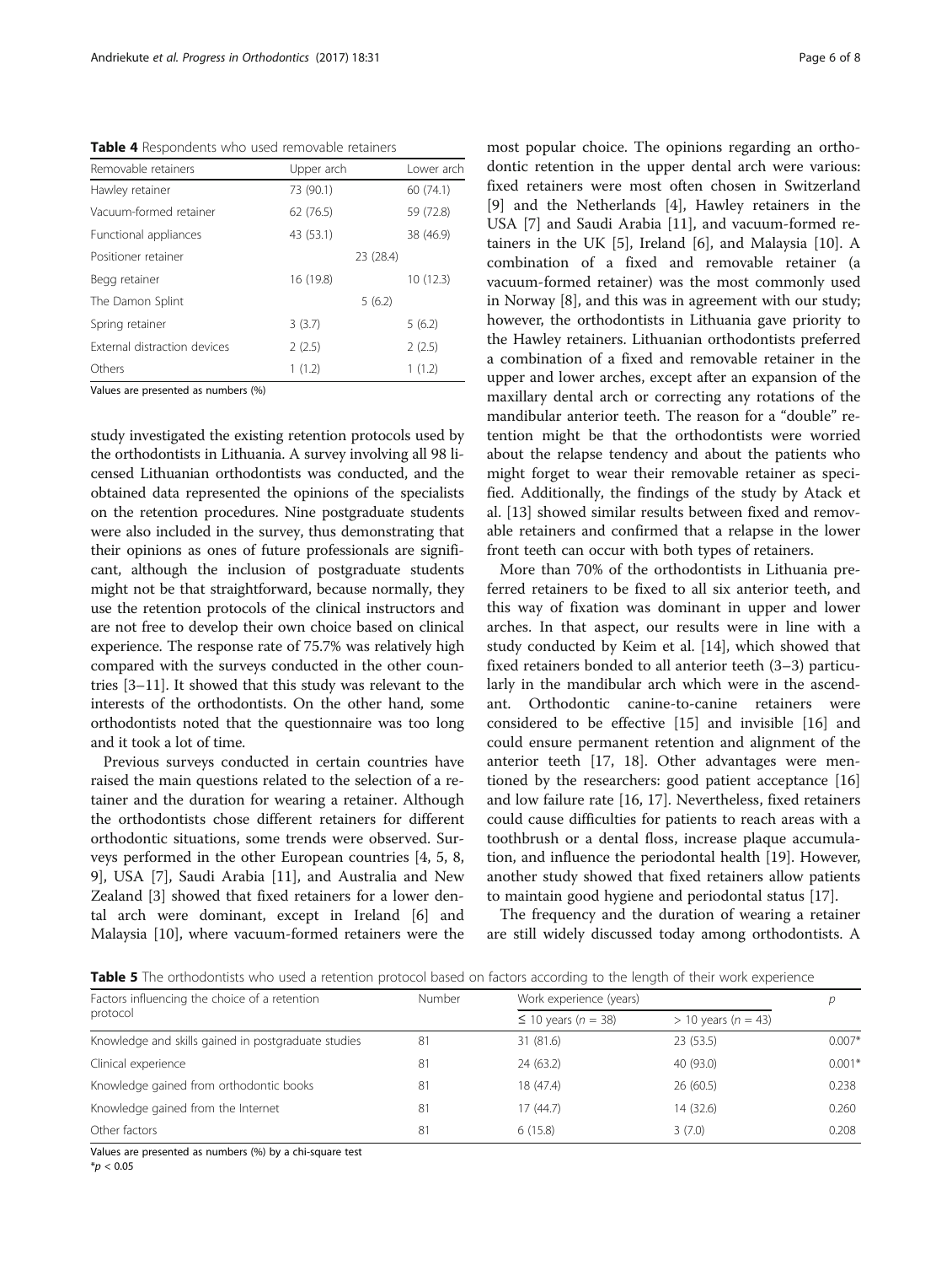**Table 4** Respondents who used removable retainers

| Removable retainers | Upper arch | Lower arch |
|---|---|---|
| Hawley retainer | 73 (90.1) | 60 (74.1) |
| Vacuum-formed retainer | 62 (76.5) | 59 (72.8) |
| Functional appliances | 43 (53.1) | 38 (46.9) |
| Positioner retainer | 23 (28.4) | |
| Begg retainer | 16 (19.8) | 10 (12.3) |
| The Damon Splint | 5 (6.2) | |
| Spring retainer | 3 (3.7) | 5 (6.2) |
| External distraction devices | 2 (2.5) | 2 (2.5) |
| Others | 1 (1.2) | 1 (1.2) |

Values are presented as numbers (%)

study investigated the existing retention protocols used by the orthodontists in Lithuania. A survey involving all 98 licensed Lithuanian orthodontists was conducted, and the obtained data represented the opinions of the specialists on the retention procedures. Nine postgraduate students were also included in the survey, thus demonstrating that their opinions as ones of future professionals are significant, although the inclusion of postgraduate students might not be that straightforward, because normally, they use the retention protocols of the clinical instructors and are not free to develop their own choice based on clinical experience. The response rate of 75.7% was relatively high compared with the surveys conducted in the other countries [3–11]. It showed that this study was relevant to the interests of the orthodontists. On the other hand, some orthodontists noted that the questionnaire was too long and it took a lot of time.

Previous surveys conducted in certain countries have raised the main questions related to the selection of a retainer and the duration for wearing a retainer. Although the orthodontists chose different retainers for different orthodontic situations, some trends were observed. Surveys performed in the other European countries [4, 5, 8, 9], USA [7], Saudi Arabia [11], and Australia and New Zealand [3] showed that fixed retainers for a lower dental arch were dominant, except in Ireland [6] and Malaysia [10], where vacuum-formed retainers were the most popular choice. The opinions regarding an orthodontic retention in the upper dental arch were various: fixed retainers were most often chosen in Switzerland [9] and the Netherlands [4], Hawley retainers in the USA [7] and Saudi Arabia [11], and vacuum-formed retainers in the UK [5], Ireland [6], and Malaysia [10]. A combination of a fixed and removable retainer (a vacuum-formed retainer) was the most commonly used in Norway [8], and this was in agreement with our study; however, the orthodontists in Lithuania gave priority to the Hawley retainers. Lithuanian orthodontists preferred a combination of a fixed and removable retainer in the upper and lower arches, except after an expansion of the maxillary dental arch or correcting any rotations of the mandibular anterior teeth. The reason for a "double" retention might be that the orthodontists were worried about the relapse tendency and about the patients who might forget to wear their removable retainer as specified. Additionally, the findings of the study by Atack et al. [13] showed similar results between fixed and removable retainers and confirmed that a relapse in the lower front teeth can occur with both types of retainers.

More than 70% of the orthodontists in Lithuania preferred retainers to be fixed to all six anterior teeth, and this way of fixation was dominant in upper and lower arches. In that aspect, our results were in line with a study conducted by Keim et al. [14], which showed that fixed retainers bonded to all anterior teeth (3–3) particularly in the mandibular arch which were in the ascendant. Orthodontic canine-to-canine retainers were considered to be effective [15] and invisible [16] and could ensure permanent retention and alignment of the anterior teeth [17, 18]. Other advantages were mentioned by the researchers: good patient acceptance [16] and low failure rate [16, 17]. Nevertheless, fixed retainers could cause difficulties for patients to reach areas with a toothbrush or a dental floss, increase plaque accumulation, and influence the periodontal health [19]. However, another study showed that fixed retainers allow patients to maintain good hygiene and periodontal status [17].

The frequency and the duration of wearing a retainer are still widely discussed today among orthodontists. A

**Table 5** The orthodontists who used a retention protocol based on factors according to the length of their work experience

| Factors influencing the choice of a retention protocol | Number | Work experience (years) | | p |
|---|---|---|---|---|
| | | ≤ 10 years ($n$ = 38) | > 10 years ($n$ = 43) | |
| Knowledge and skills gained in postgraduate studies | 81 | 31 (81.6) | 23 (53.5) | 0.007* |
| Clinical experience | 81 | 24 (63.2) | 40 (93.0) | 0.001* |
| Knowledge gained from orthodontic books | 81 | 18 (47.4) | 26 (60.5) | 0.238 |
| Knowledge gained from the Internet | 81 | 17 (44.7) | 14 (32.6) | 0.260 |
| Other factors | 81 | 6 (15.8) | 3 (7.0) | 0.208 |

Values are presented as numbers (%) by a chi-square test

*$p < 0.05$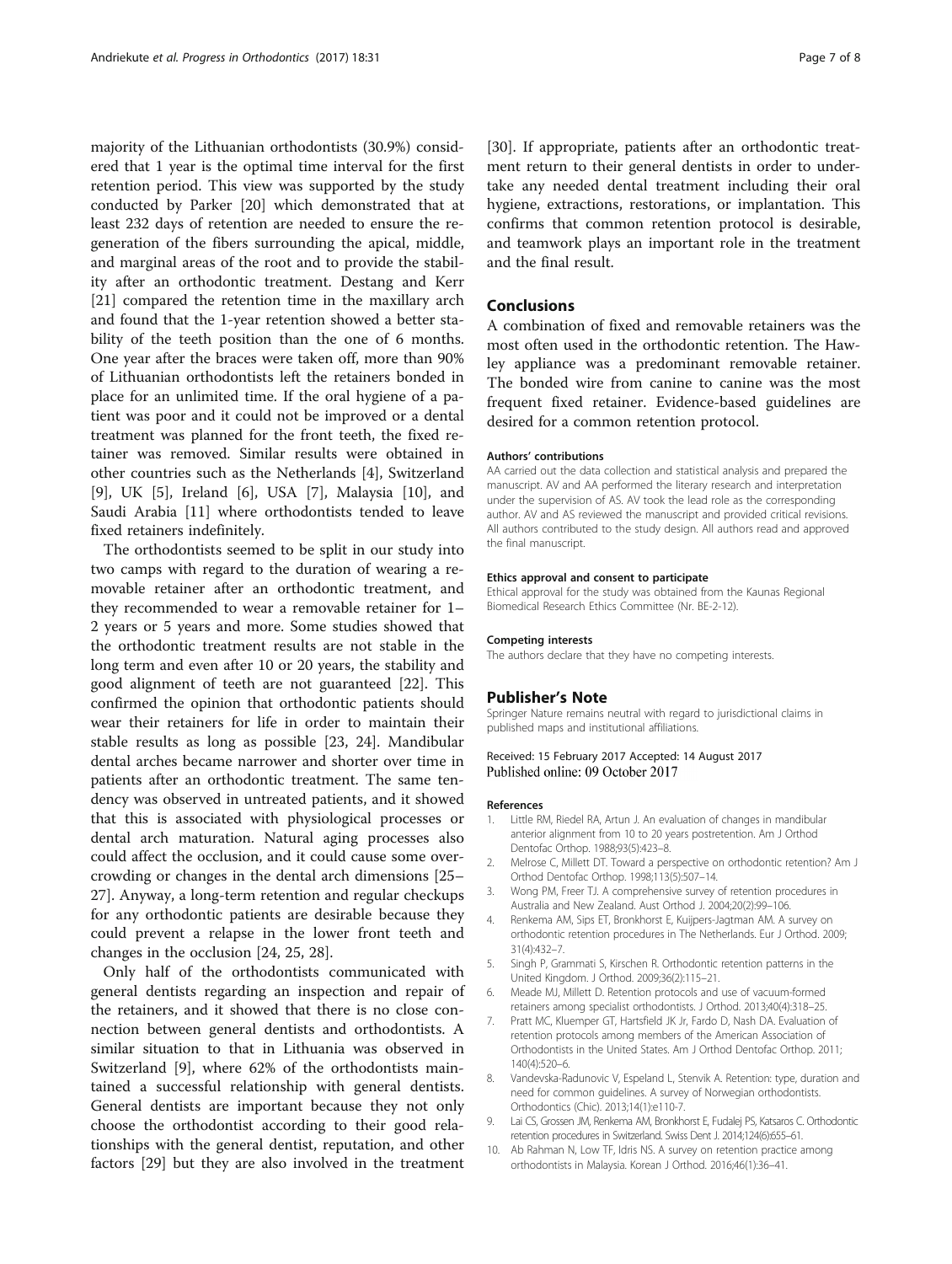majority of the Lithuanian orthodontists (30.9%) considered that 1 year is the optimal time interval for the first retention period. This view was supported by the study conducted by Parker [20] which demonstrated that at least 232 days of retention are needed to ensure the regeneration of the fibers surrounding the apical, middle, and marginal areas of the root and to provide the stability after an orthodontic treatment. Destang and Kerr [21] compared the retention time in the maxillary arch and found that the 1-year retention showed a better stability of the teeth position than the one of 6 months. One year after the braces were taken off, more than 90% of Lithuanian orthodontists left the retainers bonded in place for an unlimited time. If the oral hygiene of a patient was poor and it could not be improved or a dental treatment was planned for the front teeth, the fixed retainer was removed. Similar results were obtained in other countries such as the Netherlands [4], Switzerland [9], UK [5], Ireland [6], USA [7], Malaysia [10], and Saudi Arabia [11] where orthodontists tended to leave fixed retainers indefinitely.

The orthodontists seemed to be split in our study into two camps with regard to the duration of wearing a removable retainer after an orthodontic treatment, and they recommended to wear a removable retainer for 1–2 years or 5 years and more. Some studies showed that the orthodontic treatment results are not stable in the long term and even after 10 or 20 years, the stability and good alignment of teeth are not guaranteed [22]. This confirmed the opinion that orthodontic patients should wear their retainers for life in order to maintain their stable results as long as possible [23, 24]. Mandibular dental arches became narrower and shorter over time in patients after an orthodontic treatment. The same tendency was observed in untreated patients, and it showed that this is associated with physiological processes or dental arch maturation. Natural aging processes also could affect the occlusion, and it could cause some overcrowding or changes in the dental arch dimensions [25–27]. Anyway, a long-term retention and regular checkups for any orthodontic patients are desirable because they could prevent a relapse in the lower front teeth and changes in the occlusion [24, 25, 28].

Only half of the orthodontists communicated with general dentists regarding an inspection and repair of the retainers, and it showed that there is no close connection between general dentists and orthodontists. A similar situation to that in Lithuania was observed in Switzerland [9], where 62% of the orthodontists maintained a successful relationship with general dentists. General dentists are important because they not only choose the orthodontist according to their good relationships with the general dentist, reputation, and other factors [29] but they are also involved in the treatment [30]. If appropriate, patients after an orthodontic treatment return to their general dentists in order to undertake any needed dental treatment including their oral hygiene, extractions, restorations, or implantation. This confirms that common retention protocol is desirable, and teamwork plays an important role in the treatment and the final result.

## Conclusions

A combination of fixed and removable retainers was the most often used in the orthodontic retention. The Hawley appliance was a predominant removable retainer. The bonded wire from canine to canine was the most frequent fixed retainer. Evidence-based guidelines are desired for a common retention protocol.

#### Authors' contributions

AA carried out the data collection and statistical analysis and prepared the manuscript. AV and AA performed the literary research and interpretation under the supervision of AS. AV took the lead role as the corresponding author. AV and AS reviewed the manuscript and provided critical revisions. All authors contributed to the study design. All authors read and approved the final manuscript.

#### Ethics approval and consent to participate

Ethical approval for the study was obtained from the Kaunas Regional Biomedical Research Ethics Committee (Nr. BE-2-12).

#### Competing interests

The authors declare that they have no competing interests.

## Publisher's Note

Springer Nature remains neutral with regard to jurisdictional claims in published maps and institutional affiliations.

Received: 15 February 2017 Accepted: 14 August 2017
Published online: 09 October 2017

#### References

1. Little RM, Riedel RA, Artun J. An evaluation of changes in mandibular anterior alignment from 10 to 20 years postretention. Am J Orthod Dentofac Orthop. 1988;93(5):423–8.
2. Melrose C, Millett DT. Toward a perspective on orthodontic retention? Am J Orthod Dentofac Orthop. 1998;113(5):507–14.
3. Wong PM, Freer TJ. A comprehensive survey of retention procedures in Australia and New Zealand. Aust Orthod J. 2004;20(2):99–106.
4. Renkema AM, Sips ET, Bronkhorst E, Kuijpers-Jagtman AM. A survey on orthodontic retention procedures in The Netherlands. Eur J Orthod. 2009; 31(4):432–7.
5. Singh P, Grammati S, Kirschen R. Orthodontic retention patterns in the United Kingdom. J Orthod. 2009;36(2):115–21.
6. Meade MJ, Millett D. Retention protocols and use of vacuum-formed retainers among specialist orthodontists. J Orthod. 2013;40(4):318–25.
7. Pratt MC, Kluemper GT, Hartsfield JK Jr, Fardo D, Nash DA. Evaluation of retention protocols among members of the American Association of Orthodontists in the United States. Am J Orthod Dentofac Orthop. 2011; 140(4):520–6.
8. Vandevska-Radunovic V, Espeland L, Stenvik A. Retention: type, duration and need for common guidelines. A survey of Norwegian orthodontists. Orthodontics (Chic). 2013;14(1):e110-7.
9. Lai CS, Grossen JM, Renkema AM, Bronkhorst E, Fudalej PS, Katsaros C. Orthodontic retention procedures in Switzerland. Swiss Dent J. 2014;124(6):655–61.
10. Ab Rahman N, Low TF, Idris NS. A survey on retention practice among orthodontists in Malaysia. Korean J Orthod. 2016;46(1):36–41.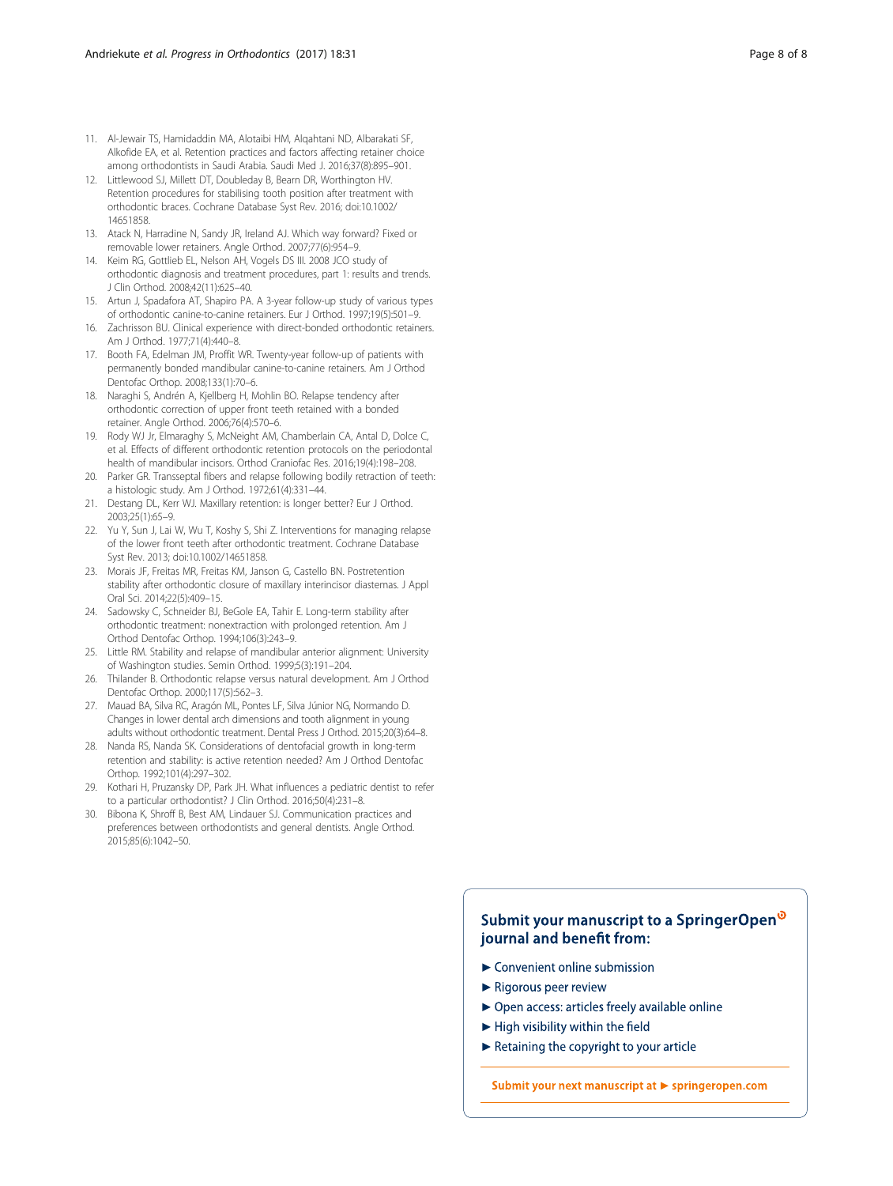11. Al-Jewair TS, Hamidaddin MA, Alotaibi HM, Alqahtani ND, Albarakati SF, Alkofide EA, et al. Retention practices and factors affecting retainer choice among orthodontists in Saudi Arabia. Saudi Med J. 2016;37(8):895–901.
12. Littlewood SJ, Millett DT, Doubleday B, Bearn DR, Worthington HV. Retention procedures for stabilising tooth position after treatment with orthodontic braces. Cochrane Database Syst Rev. 2016; doi:10.1002/14651858.
13. Atack N, Harradine N, Sandy JR, Ireland AJ. Which way forward? Fixed or removable lower retainers. Angle Orthod. 2007;77(6):954–9.
14. Keim RG, Gottlieb EL, Nelson AH, Vogels DS III. 2008 JCO study of orthodontic diagnosis and treatment procedures, part 1: results and trends. J Clin Orthod. 2008;42(11):625–40.
15. Artun J, Spadafora AT, Shapiro PA. A 3-year follow-up study of various types of orthodontic canine-to-canine retainers. Eur J Orthod. 1997;19(5):501–9.
16. Zachrisson BU. Clinical experience with direct-bonded orthodontic retainers. Am J Orthod. 1977;71(4):440–8.
17. Booth FA, Edelman JM, Proffit WR. Twenty-year follow-up of patients with permanently bonded mandibular canine-to-canine retainers. Am J Orthod Dentofac Orthop. 2008;133(1):70–6.
18. Naraghi S, Andrén A, Kjellberg H, Mohlin BO. Relapse tendency after orthodontic correction of upper front teeth retained with a bonded retainer. Angle Orthod. 2006;76(4):570–6.
19. Rody WJ Jr, Elmaraghy S, McNeight AM, Chamberlain CA, Antal D, Dolce C, et al. Effects of different orthodontic retention protocols on the periodontal health of mandibular incisors. Orthod Craniofac Res. 2016;19(4):198–208.
20. Parker GR. Transseptal fibers and relapse following bodily retraction of teeth: a histologic study. Am J Orthod. 1972;61(4):331–44.
21. Destang DL, Kerr WJ. Maxillary retention: is longer better? Eur J Orthod. 2003;25(1):65–9.
22. Yu Y, Sun J, Lai W, Wu T, Koshy S, Shi Z. Interventions for managing relapse of the lower front teeth after orthodontic treatment. Cochrane Database Syst Rev. 2013; doi:10.1002/14651858.
23. Morais JF, Freitas MR, Freitas KM, Janson G, Castello BN. Postretention stability after orthodontic closure of maxillary interincisor diastemas. J Appl Oral Sci. 2014;22(5):409–15.
24. Sadowsky C, Schneider BJ, BeGole EA, Tahir E. Long-term stability after orthodontic treatment: nonextraction with prolonged retention. Am J Orthod Dentofac Orthop. 1994;106(3):243–9.
25. Little RM. Stability and relapse of mandibular anterior alignment: University of Washington studies. Semin Orthod. 1999;5(3):191–204.
26. Thilander B. Orthodontic relapse versus natural development. Am J Orthod Dentofac Orthop. 2000;117(5):562–3.
27. Mauad BA, Silva RC, Aragón ML, Pontes LF, Silva Júnior NG, Normando D. Changes in lower dental arch dimensions and tooth alignment in young adults without orthodontic treatment. Dental Press J Orthod. 2015;20(3):64–8.
28. Nanda RS, Nanda SK. Considerations of dentofacial growth in long-term retention and stability: is active retention needed? Am J Orthod Dentofac Orthop. 1992;101(4):297–302.
29. Kothari H, Pruzansky DP, Park JH. What influences a pediatric dentist to refer to a particular orthodontist? J Clin Orthod. 2016;50(4):231–8.
30. Bibona K, Shroff B, Best AM, Lindauer SJ. Communication practices and preferences between orthodontists and general dentists. Angle Orthod. 2015;85(6):1042–50.